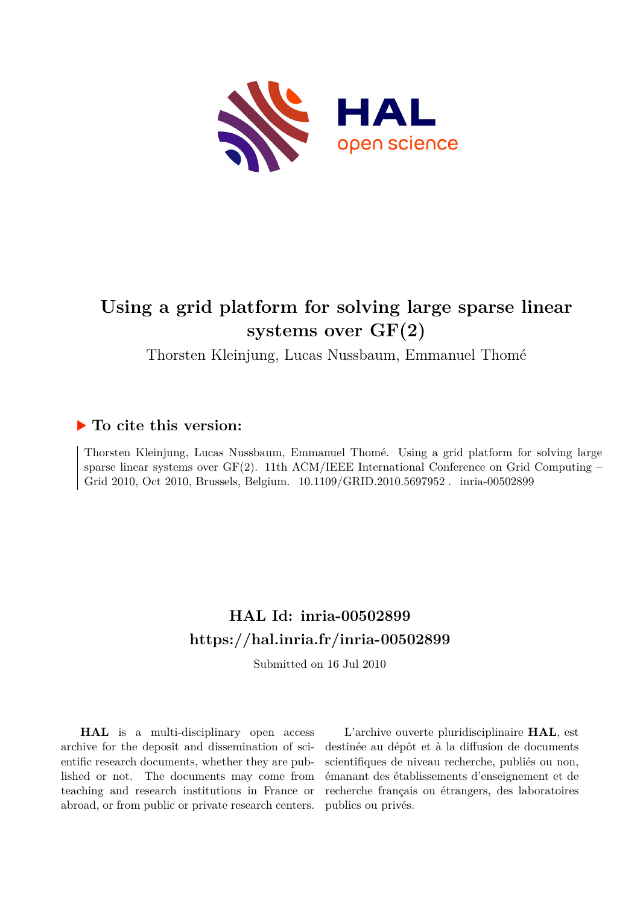# Using a grid platform for solving large sparse linear systems over GF(2)

Thorsten Kleinjung, Lucas Nussbaum, Emmanuel Thomé

## To cite this version:

Thorsten Kleinjung, Lucas Nussbaum, Emmanuel Thomé. Using a grid platform for solving large sparse linear systems over GF(2). 11th ACM/IEEE International Conference on Grid Computing – Grid 2010, Oct 2010, Brussels, Belgium. 10.1109/GRID.2010.5697952 . inria-00502899

## HAL Id: inria-00502899
## https://hal.inria.fr/inria-00502899

Submitted on 16 Jul 2010

**HAL** is a multi-disciplinary open access archive for the deposit and dissemination of scientific research documents, whether they are published or not. The documents may come from teaching and research institutions in France or abroad, or from public or private research centers.

L'archive ouverte pluridisciplinaire **HAL**, est destinée au dépôt et à la diffusion de documents scientifiques de niveau recherche, publiés ou non, émanant des établissements d'enseignement et de recherche français ou étrangers, des laboratoires publics ou privés.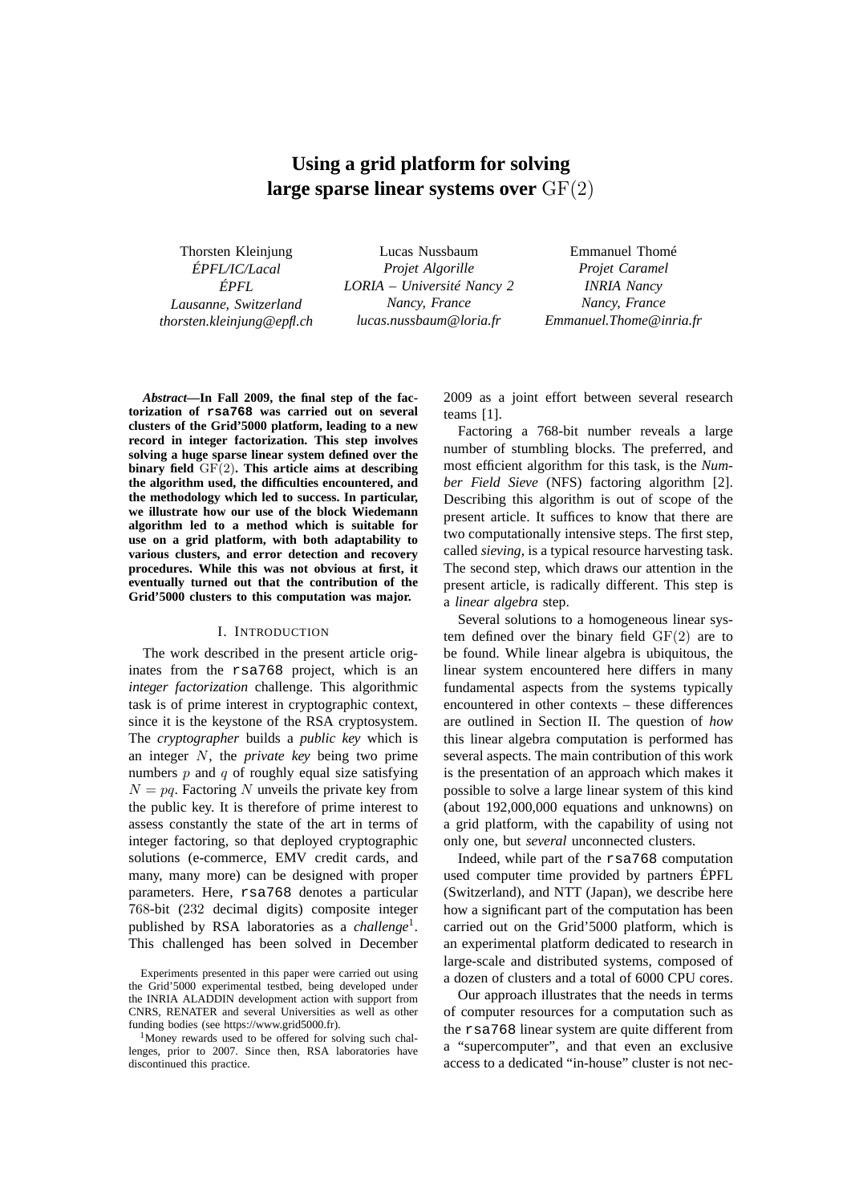# Using a grid platform for solving large sparse linear systems over $\mathrm{GF}(2)$

Thorsten Kleinjung
*ÉPFL/IC/Lacal*
*ÉPFL*
*Lausanne, Switzerland*
*thorsten.kleinjung@epfl.ch*

Lucas Nussbaum
*Projet Algorille*
*LORIA – Université Nancy 2*
*Nancy, France*
*lucas.nussbaum@loria.fr*

Emmanuel Thomé
*Projet Caramel*
*INRIA Nancy*
*Nancy, France*
*Emmanuel.Thome@inria.fr*

***Abstract*—In Fall 2009, the final step of the factorization of `rsa768` was carried out on several clusters of the Grid'5000 platform, leading to a new record in integer factorization. This step involves solving a huge sparse linear system defined over the binary field $\mathrm{GF}(2)$. This article aims at describing the algorithm used, the difficulties encountered, and the methodology which led to success. In particular, we illustrate how our use of the block Wiedemann algorithm led to a method which is suitable for use on a grid platform, with both adaptability to various clusters, and error detection and recovery procedures. While this was not obvious at first, it eventually turned out that the contribution of the Grid'5000 clusters to this computation was major.**

## I. Introduction

The work described in the present article originates from the `rsa768` project, which is an *integer factorization* challenge. This algorithmic task is of prime interest in cryptographic context, since it is the keystone of the RSA cryptosystem. The *cryptographer* builds a *public key* which is an integer $N$, the *private key* being two prime numbers $p$ and $q$ of roughly equal size satisfying $N = pq$. Factoring $N$ unveils the private key from the public key. It is therefore of prime interest to assess constantly the state of the art in terms of integer factoring, so that deployed cryptographic solutions (e-commerce, EMV credit cards, and many, many more) can be designed with proper parameters. Here, `rsa768` denotes a particular 768-bit (232 decimal digits) composite integer published by RSA laboratories as a *challenge*[1]. This challenged has been solved in December 2009 as a joint effort between several research teams [1].

Factoring a 768-bit number reveals a large number of stumbling blocks. The preferred, and most efficient algorithm for this task, is the *Number Field Sieve* (NFS) factoring algorithm [2]. Describing this algorithm is out of scope of the present article. It suffices to know that there are two computationally intensive steps. The first step, called *sieving*, is a typical resource harvesting task. The second step, which draws our attention in the present article, is radically different. This step is a *linear algebra* step.

Several solutions to a homogeneous linear system defined over the binary field $\mathrm{GF}(2)$ are to be found. While linear algebra is ubiquitous, the linear system encountered here differs in many fundamental aspects from the systems typically encountered in other contexts – these differences are outlined in Section II. The question of *how* this linear algebra computation is performed has several aspects. The main contribution of this work is the presentation of an approach which makes it possible to solve a large linear system of this kind (about 192,000,000 equations and unknowns) on a grid platform, with the capability of using not only one, but *several* unconnected clusters.

Indeed, while part of the `rsa768` computation used computer time provided by partners ÉPFL (Switzerland), and NTT (Japan), we describe here how a significant part of the computation has been carried out on the Grid'5000 platform, which is an experimental platform dedicated to research in large-scale and distributed systems, composed of a dozen of clusters and a total of 6000 CPU cores.

Our approach illustrates that the needs in terms of computer resources for a computation such as the `rsa768` linear system are quite different from a "supercomputer", and that even an exclusive access to a dedicated "in-house" cluster is not nec-

Experiments presented in this paper were carried out using the Grid'5000 experimental testbed, being developed under the INRIA ALADDIN development action with support from CNRS, RENATER and several Universities as well as other funding bodies (see https://www.grid5000.fr).

[1] Money rewards used to be offered for solving such challenges, prior to 2007. Since then, RSA laboratories have discontinued this practice.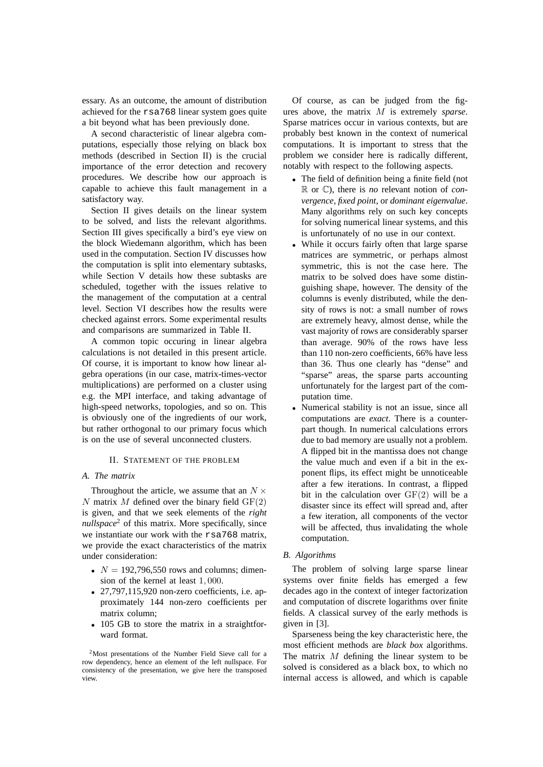essary. As an outcome, the amount of distribution achieved for the `rsa768` linear system goes quite a bit beyond what has been previously done.

A second characteristic of linear algebra computations, especially those relying on black box methods (described in Section II) is the crucial importance of the error detection and recovery procedures. We describe how our approach is capable to achieve this fault management in a satisfactory way.

Section II gives details on the linear system to be solved, and lists the relevant algorithms. Section III gives specifically a bird's eye view on the block Wiedemann algorithm, which has been used in the computation. Section IV discusses how the computation is split into elementary subtasks, while Section V details how these subtasks are scheduled, together with the issues relative to the management of the computation at a central level. Section VI describes how the results were checked against errors. Some experimental results and comparisons are summarized in Table II.

A common topic occuring in linear algebra calculations is not detailed in this present article. Of course, it is important to know how linear algebra operations (in our case, matrix-times-vector multiplications) are performed on a cluster using e.g. the MPI interface, and taking advantage of high-speed networks, topologies, and so on. This is obviously one of the ingredients of our work, but rather orthogonal to our primary focus which is on the use of several unconnected clusters.

## II. Statement of the problem

### A. The matrix

Throughout the article, we assume that an $N \times N$ matrix $M$ defined over the binary field $\mathrm{GF}(2)$ is given, and that we seek elements of the *right nullspace*[2] of this matrix. More specifically, since we instantiate our work with the `rsa768` matrix, we provide the exact characteristics of the matrix under consideration:

- $N =$ 192,796,550 rows and columns; dimension of the kernel at least $1,000$.
- 27,797,115,920 non-zero coefficients, i.e. approximately 144 non-zero coefficients per matrix column;
- 105 GB to store the matrix in a straightforward format.

[2]Most presentations of the Number Field Sieve call for a row dependency, hence an element of the left nullspace. For consistency of the presentation, we give here the transposed view.

Of course, as can be judged from the figures above, the matrix $M$ is extremely *sparse*. Sparse matrices occur in various contexts, but are probably best known in the context of numerical computations. It is important to stress that the problem we consider here is radically different, notably with respect to the following aspects.

- The field of definition being a finite field (not $\mathbb{R}$ or $\mathbb{C}$), there is *no* relevant notion of *convergence*, *fixed point*, or *dominant eigenvalue*. Many algorithms rely on such key concepts for solving numerical linear systems, and this is unfortunately of no use in our context.
- While it occurs fairly often that large sparse matrices are symmetric, or perhaps almost symmetric, this is not the case here. The matrix to be solved does have some distinguishing shape, however. The density of the columns is evenly distributed, while the density of rows is not: a small number of rows are extremely heavy, almost dense, while the vast majority of rows are considerably sparser than average. 90% of the rows have less than 110 non-zero coefficients, 66% have less than 36. Thus one clearly has "dense" and "sparse" areas, the sparse parts accounting unfortunately for the largest part of the computation time.
- Numerical stability is not an issue, since all computations are *exact*. There is a counterpart though. In numerical calculations errors due to bad memory are usually not a problem. A flipped bit in the mantissa does not change the value much and even if a bit in the exponent flips, its effect might be unnoticeable after a few iterations. In contrast, a flipped bit in the calculation over $\mathrm{GF}(2)$ will be a disaster since its effect will spread and, after a few iteration, all components of the vector will be affected, thus invalidating the whole computation.

### B. Algorithms

The problem of solving large sparse linear systems over finite fields has emerged a few decades ago in the context of integer factorization and computation of discrete logarithms over finite fields. A classical survey of the early methods is given in [3].

Sparseness being the key characteristic here, the most efficient methods are *black box* algorithms. The matrix $M$ defining the linear system to be solved is considered as a black box, to which no internal access is allowed, and which is capable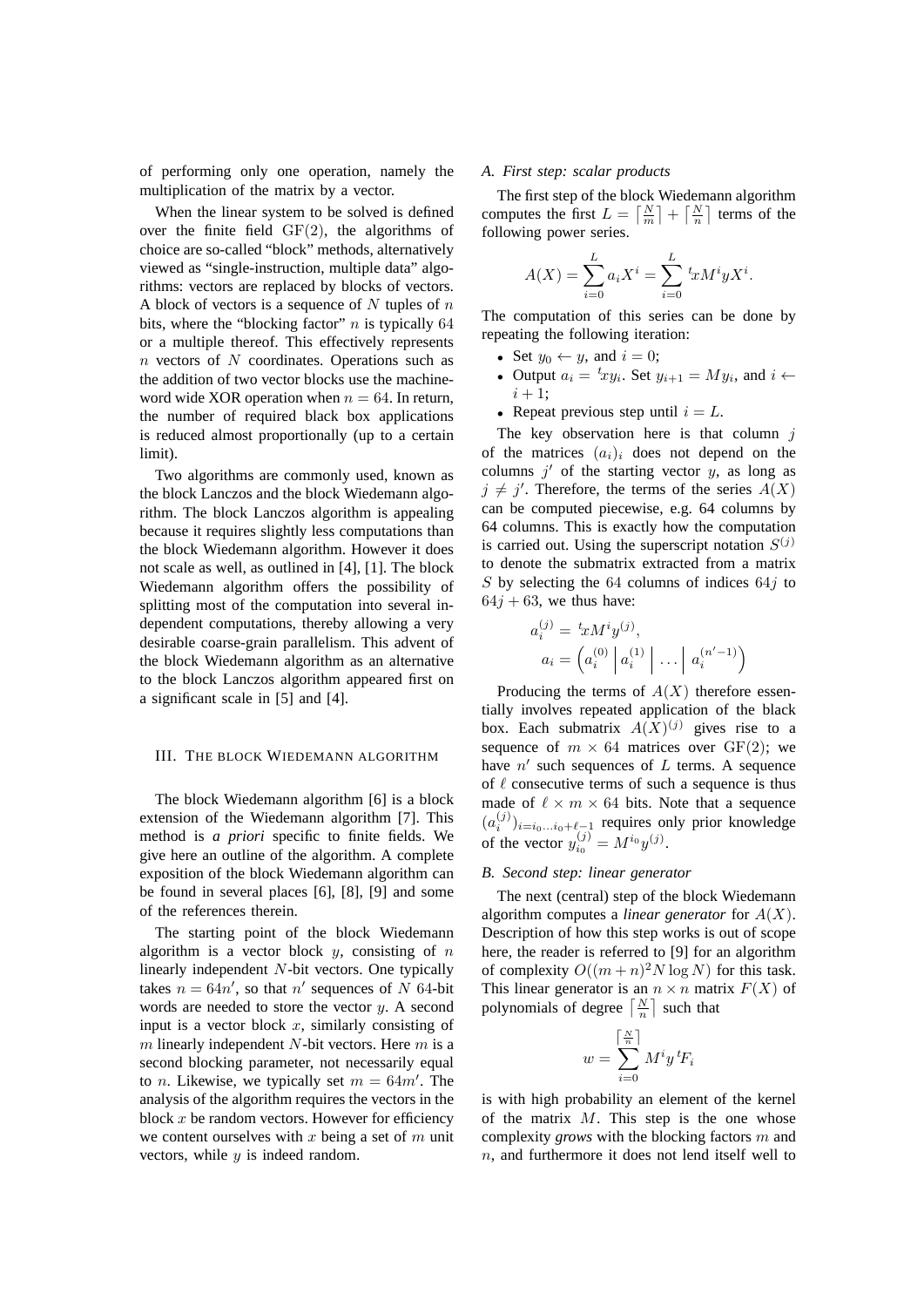of performing only one operation, namely the multiplication of the matrix by a vector.

When the linear system to be solved is defined over the finite field $\mathrm{GF}(2)$, the algorithms of choice are so-called "block" methods, alternatively viewed as "single-instruction, multiple data" algorithms: vectors are replaced by blocks of vectors. A block of vectors is a sequence of $N$ tuples of $n$ bits, where the "blocking factor" $n$ is typically $64$ or a multiple thereof. This effectively represents $n$ vectors of $N$ coordinates. Operations such as the addition of two vector blocks use the machine-word wide XOR operation when $n = 64$. In return, the number of required black box applications is reduced almost proportionally (up to a certain limit).

Two algorithms are commonly used, known as the block Lanczos and the block Wiedemann algorithm. The block Lanczos algorithm is appealing because it requires slightly less computations than the block Wiedemann algorithm. However it does not scale as well, as outlined in [4], [1]. The block Wiedemann algorithm offers the possibility of splitting most of the computation into several independent computations, thereby allowing a very desirable coarse-grain parallelism. This advent of the block Wiedemann algorithm as an alternative to the block Lanczos algorithm appeared first on a significant scale in [5] and [4].

## III. The block Wiedemann algorithm

The block Wiedemann algorithm [6] is a block extension of the Wiedemann algorithm [7]. This method is *a priori* specific to finite fields. We give here an outline of the algorithm. A complete exposition of the block Wiedemann algorithm can be found in several places [6], [8], [9] and some of the references therein.

The starting point of the block Wiedemann algorithm is a vector block $y$, consisting of $n$ linearly independent $N$-bit vectors. One typically takes $n = 64n'$, so that $n'$ sequences of $N$ 64-bit words are needed to store the vector $y$. A second input is a vector block $x$, similarly consisting of $m$ linearly independent $N$-bit vectors. Here $m$ is a second blocking parameter, not necessarily equal to $n$. Likewise, we typically set $m = 64m'$. The analysis of the algorithm requires the vectors in the block $x$ be random vectors. However for efficiency we content ourselves with $x$ being a set of $m$ unit vectors, while $y$ is indeed random.

### A. First step: scalar products

The first step of the block Wiedemann algorithm computes the first $L = \lceil \frac{N}{m} \rceil + \lceil \frac{N}{n} \rceil$ terms of the following power series.

$$A(X) = \sum_{i=0}^{L} a_i X^i = \sum_{i=0}^{L} {}^t x M^i y X^i.$$

The computation of this series can be done by repeating the following iteration:

- Set $y_0 \leftarrow y$, and $i = 0$;
- Output $a_i = {}^t x y_i$. Set $y_{i+1} = M y_i$, and $i \leftarrow i + 1$;
- Repeat previous step until $i = L$.

The key observation here is that column $j$ of the matrices $(a_i)_i$ does not depend on the columns $j'$ of the starting vector $y$, as long as $j \neq j'$. Therefore, the terms of the series $A(X)$ can be computed piecewise, e.g. 64 columns by 64 columns. This is exactly how the computation is carried out. Using the superscript notation $S^{(j)}$ to denote the submatrix extracted from a matrix $S$ by selecting the $64$ columns of indices $64j$ to $64j + 63$, we thus have:

$$\begin{aligned} a_i^{(j)} &= {}^t x M^i y^{(j)}, \\ a_i &= \left( a_i^{(0)} \,\middle|\, a_i^{(1)} \,\middle|\, \ldots \,\middle|\, a_i^{(n'-1)} \right) \end{aligned}$$

Producing the terms of $A(X)$ therefore essentially involves repeated application of the black box. Each submatrix $A(X)^{(j)}$ gives rise to a sequence of $m \times 64$ matrices over $\mathrm{GF}(2)$; we have $n'$ such sequences of $L$ terms. A sequence of $\ell$ consecutive terms of such a sequence is thus made of $\ell \times m \times 64$ bits. Note that a sequence $(a_i^{(j)})_{i=i_0 \ldots i_0+\ell-1}$ requires only prior knowledge of the vector $y_{i_0}^{(j)} = M^{i_0} y^{(j)}$.

### B. Second step: linear generator

The next (central) step of the block Wiedemann algorithm computes a *linear generator* for $A(X)$. Description of how this step works is out of scope here, the reader is referred to [9] for an algorithm of complexity $O((m+n)^2 N \log N)$ for this task. This linear generator is an $n \times n$ matrix $F(X)$ of polynomials of degree $\lceil \frac{N}{n} \rceil$ such that

$$w = \sum_{i=0}^{\lceil \frac{N}{n} \rceil} M^i y \, {}^t F_i$$

is with high probability an element of the kernel of the matrix $M$. This step is the one whose complexity *grows* with the blocking factors $m$ and $n$, and furthermore it does not lend itself well to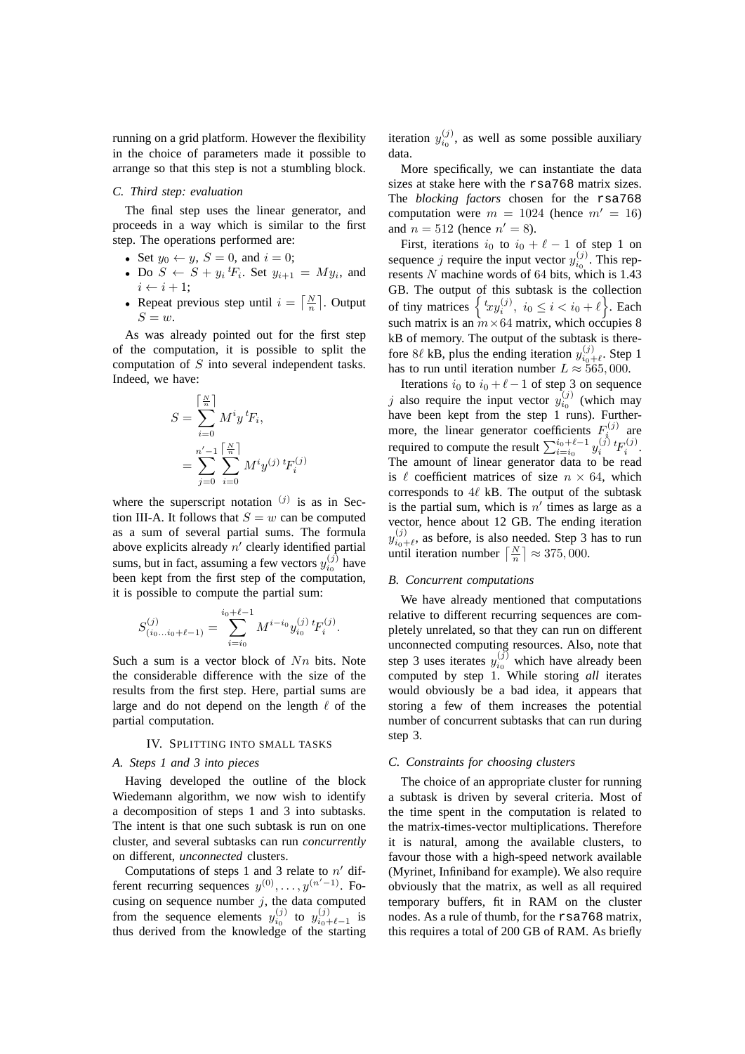running on a grid platform. However the flexibility in the choice of parameters made it possible to arrange so that this step is not a stumbling block.

### C. Third step: evaluation

The final step uses the linear generator, and proceeds in a way which is similar to the first step. The operations performed are:

- Set $y_0 \leftarrow y$, $S = 0$, and $i = 0$;
- Do $S \leftarrow S + y_i\,{}^t\!F_i$. Set $y_{i+1} = My_i$, and $i \leftarrow i + 1$;
- Repeat previous step until $i = \lceil \frac{N}{n} \rceil$. Output $S = w$.

As was already pointed out for the first step of the computation, it is possible to split the computation of $S$ into several independent tasks. Indeed, we have:

$$
\begin{aligned}
S &= \sum_{i=0}^{\lceil \frac{N}{n} \rceil} M^i y\,{}^t\!F_i, \\
&= \sum_{j=0}^{n'-1} \sum_{i=0}^{\lceil \frac{N}{n} \rceil} M^i y^{(j)}\,{}^t\!F_i^{(j)}
\end{aligned}
$$

where the superscript notation $^{(j)}$ is as in Section III-A. It follows that $S = w$ can be computed as a sum of several partial sums. The formula above explicits already $n'$ clearly identified partial sums, but in fact, assuming a few vectors $y_{i_0}^{(j)}$ have been kept from the first step of the computation, it is possible to compute the partial sum:

$$
S^{(j)}_{(i_0 \ldots i_0+\ell-1)} = \sum_{i=i_0}^{i_0+\ell-1} M^{i-i_0} y_{i_0}^{(j)}\,{}^t\!F_i^{(j)}.
$$

Such a sum is a vector block of $Nn$ bits. Note the considerable difference with the size of the results from the first step. Here, partial sums are large and do not depend on the length $\ell$ of the partial computation.

## IV. Splitting into small tasks

### A. Steps 1 and 3 into pieces

Having developed the outline of the block Wiedemann algorithm, we now wish to identify a decomposition of steps 1 and 3 into subtasks. The intent is that one such subtask is run on one cluster, and several subtasks can run *concurrently* on different, *unconnected* clusters.

Computations of steps 1 and 3 relate to $n'$ different recurring sequences $y^{(0)}, \ldots, y^{(n'-1)}$. Focusing on sequence number $j$, the data computed from the sequence elements $y_{i_0}^{(j)}$ to $y_{i_0+\ell-1}^{(j)}$ is thus derived from the knowledge of the starting iteration $y_{i_0}^{(j)}$, as well as some possible auxiliary data.

More specifically, we can instantiate the data sizes at stake here with the `rsa768` matrix sizes. The *blocking factors* chosen for the `rsa768` computation were $m = 1024$ (hence $m' = 16$) and $n = 512$ (hence $n' = 8$).

First, iterations $i_0$ to $i_0 + \ell - 1$ of step 1 on sequence $j$ require the input vector $y_{i_0}^{(j)}$. This represents $N$ machine words of 64 bits, which is 1.43 GB. The output of this subtask is the collection of tiny matrices $\left\{ {}^t\!xy_i^{(j)},\ i_0 \leq i < i_0 + \ell \right\}$. Each such matrix is an $m \times 64$ matrix, which occupies 8 kB of memory. The output of the subtask is therefore $8\ell$ kB, plus the ending iteration $y_{i_0+\ell}^{(j)}$. Step 1 has to run until iteration number $L \approx 565,000$.

Iterations $i_0$ to $i_0 + \ell - 1$ of step 3 on sequence $j$ also require the input vector $y_{i_0}^{(j)}$ (which may have been kept from the step 1 runs). Furthermore, the linear generator coefficients $F_i^{(j)}$ are required to compute the result $\sum_{i=i_0}^{i_0+\ell-1} y_i^{(j)}\,{}^t\!F_i^{(j)}$. The amount of linear generator data to be read is $\ell$ coefficient matrices of size $n \times 64$, which corresponds to $4\ell$ kB. The output of the subtask is the partial sum, which is $n'$ times as large as a vector, hence about 12 GB. The ending iteration $y_{i_0+\ell}^{(j)}$, as before, is also needed. Step 3 has to run until iteration number $\lceil \frac{N}{n} \rceil \approx 375,000$.

### B. Concurrent computations

We have already mentioned that computations relative to different recurring sequences are completely unrelated, so that they can run on different unconnected computing resources. Also, note that step 3 uses iterates $y_{i_0}^{(j)}$ which have already been computed by step 1. While storing *all* iterates would obviously be a bad idea, it appears that storing a few of them increases the potential number of concurrent subtasks that can run during step 3.

### C. Constraints for choosing clusters

The choice of an appropriate cluster for running a subtask is driven by several criteria. Most of the time spent in the computation is related to the matrix-times-vector multiplications. Therefore it is natural, among the available clusters, to favour those with a high-speed network available (Myrinet, Infiniband for example). We also require obviously that the matrix, as well as all required temporary buffers, fit in RAM on the cluster nodes. As a rule of thumb, for the `rsa768` matrix, this requires a total of 200 GB of RAM. As briefly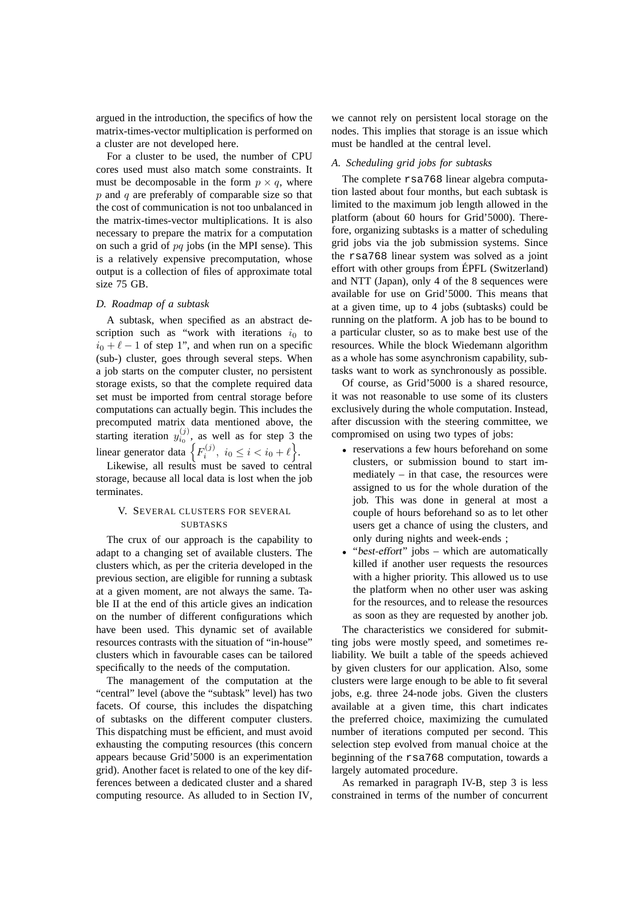argued in the introduction, the specifics of how the matrix-times-vector multiplication is performed on a cluster are not developed here.

For a cluster to be used, the number of CPU cores used must also match some constraints. It must be decomposable in the form $p \times q$, where $p$ and $q$ are preferably of comparable size so that the cost of communication is not too unbalanced in the matrix-times-vector multiplications. It is also necessary to prepare the matrix for a computation on such a grid of $pq$ jobs (in the MPI sense). This is a relatively expensive precomputation, whose output is a collection of files of approximate total size 75 GB.

### D. Roadmap of a subtask

A subtask, when specified as an abstract description such as "work with iterations $i_0$ to $i_0 + \ell - 1$ of step 1", and when run on a specific (sub-) cluster, goes through several steps. When a job starts on the computer cluster, no persistent storage exists, so that the complete required data set must be imported from central storage before computations can actually begin. This includes the precomputed matrix data mentioned above, the starting iteration $y_{i_0}^{(j)}$, as well as for step 3 the linear generator data $\left\{F_i^{(j)},\ i_0 \leq i < i_0 + \ell\right\}$.

Likewise, all results must be saved to central storage, because all local data is lost when the job terminates.

## V. Several clusters for several subtasks

The crux of our approach is the capability to adapt to a changing set of available clusters. The clusters which, as per the criteria developed in the previous section, are eligible for running a subtask at a given moment, are not always the same. Table II at the end of this article gives an indication on the number of different configurations which have been used. This dynamic set of available resources contrasts with the situation of "in-house" clusters which in favourable cases can be tailored specifically to the needs of the computation.

The management of the computation at the "central" level (above the "subtask" level) has two facets. Of course, this includes the dispatching of subtasks on the different computer clusters. This dispatching must be efficient, and must avoid exhausting the computing resources (this concern appears because Grid'5000 is an experimentation grid). Another facet is related to one of the key differences between a dedicated cluster and a shared computing resource. As alluded to in Section IV, we cannot rely on persistent local storage on the nodes. This implies that storage is an issue which must be handled at the central level.

### A. Scheduling grid jobs for subtasks

The complete `rsa768` linear algebra computation lasted about four months, but each subtask is limited to the maximum job length allowed in the platform (about 60 hours for Grid'5000). Therefore, organizing subtasks is a matter of scheduling grid jobs via the job submission systems. Since the `rsa768` linear system was solved as a joint effort with other groups from ÉPFL (Switzerland) and NTT (Japan), only 4 of the 8 sequences were available for use on Grid'5000. This means that at a given time, up to 4 jobs (subtasks) could be running on the platform. A job has to be bound to a particular cluster, so as to make best use of the resources. While the block Wiedemann algorithm as a whole has some asynchronism capability, subtasks want to work as synchronously as possible.

Of course, as Grid'5000 is a shared resource, it was not reasonable to use some of its clusters exclusively during the whole computation. Instead, after discussion with the steering committee, we compromised on using two types of jobs:

- reservations a few hours beforehand on some clusters, or submission bound to start immediately – in that case, the resources were assigned to us for the whole duration of the job. This was done in general at most a couple of hours beforehand so as to let other users get a chance of using the clusters, and only during nights and week-ends ;
- "*best-effort*" jobs – which are automatically killed if another user requests the resources with a higher priority. This allowed us to use the platform when no other user was asking for the resources, and to release the resources as soon as they are requested by another job.

The characteristics we considered for submitting jobs were mostly speed, and sometimes reliability. We built a table of the speeds achieved by given clusters for our application. Also, some clusters were large enough to be able to fit several jobs, e.g. three 24-node jobs. Given the clusters available at a given time, this chart indicates the preferred choice, maximizing the cumulated number of iterations computed per second. This selection step evolved from manual choice at the beginning of the `rsa768` computation, towards a largely automated procedure.

As remarked in paragraph IV-B, step 3 is less constrained in terms of the number of concurrent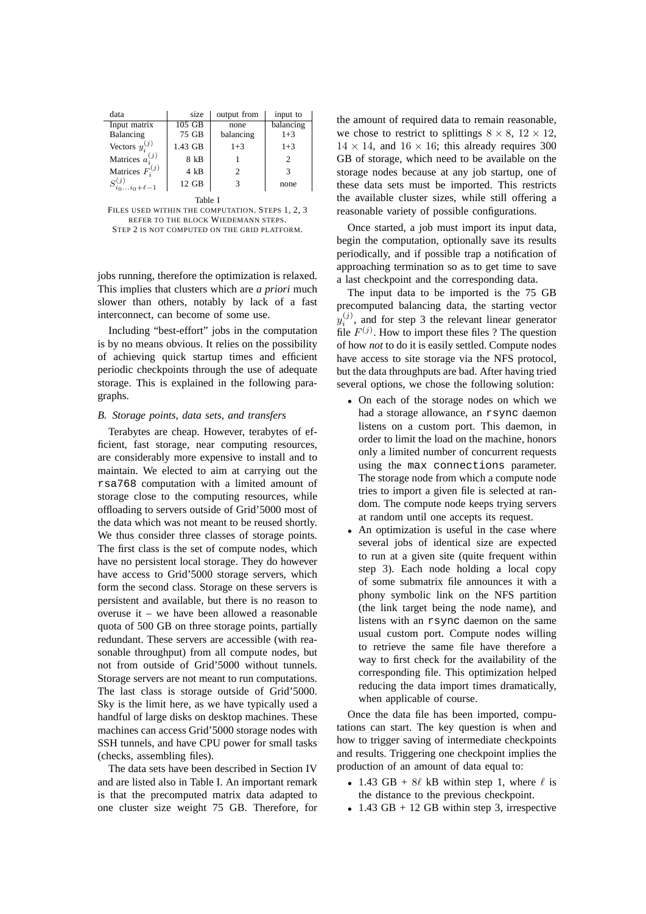| data | size | output from | input to |
|---|---|---|---|
| Input matrix | 105 GB | none | balancing |
| Balancing | 75 GB | balancing | 1+3 |
| Vectors $y_i^{(j)}$ | 1.43 GB | 1+3 | 1+3 |
| Matrices $a_i^{(j)}$ | 8 kB | 1 | 2 |
| Matrices $F_i^{(j)}$ | 4 kB | 2 | 3 |
| $S_{i_0 \ldots i_0+\ell-1}^{(j)}$ | 12 GB | 3 | none |

Table I
FILES USED WITHIN THE COMPUTATION. STEPS 1, 2, 3 REFER TO THE BLOCK WIEDEMANN STEPS. STEP 2 IS NOT COMPUTED ON THE GRID PLATFORM.

jobs running, therefore the optimization is relaxed. This implies that clusters which are *a priori* much slower than others, notably by lack of a fast interconnect, can become of some use.

Including "best-effort" jobs in the computation is by no means obvious. It relies on the possibility of achieving quick startup times and efficient periodic checkpoints through the use of adequate storage. This is explained in the following paragraphs.

### B. Storage points, data sets, and transfers

Terabytes are cheap. However, terabytes of efficient, fast storage, near computing resources, are considerably more expensive to install and to maintain. We elected to aim at carrying out the `rsa768` computation with a limited amount of storage close to the computing resources, while offloading to servers outside of Grid'5000 most of the data which was not meant to be reused shortly. We thus consider three classes of storage points. The first class is the set of compute nodes, which have no persistent local storage. They do however have access to Grid'5000 storage servers, which form the second class. Storage on these servers is persistent and available, but there is no reason to overuse it – we have been allowed a reasonable quota of 500 GB on three storage points, partially redundant. These servers are accessible (with reasonable throughput) from all compute nodes, but not from outside of Grid'5000 without tunnels. Storage servers are not meant to run computations. The last class is storage outside of Grid'5000. Sky is the limit here, as we have typically used a handful of large disks on desktop machines. These machines can access Grid'5000 storage nodes with SSH tunnels, and have CPU power for small tasks (checks, assembling files).

The data sets have been described in Section IV and are listed also in Table I. An important remark is that the precomputed matrix data adapted to one cluster size weight 75 GB. Therefore, for the amount of required data to remain reasonable, we chose to restrict to splittings $8 \times 8$, $12 \times 12$, $14 \times 14$, and $16 \times 16$; this already requires 300 GB of storage, which need to be available on the storage nodes because at any job startup, one of these data sets must be imported. This restricts the available cluster sizes, while still offering a reasonable variety of possible configurations.

Once started, a job must import its input data, begin the computation, optionally save its results periodically, and if possible trap a notification of approaching termination so as to get time to save a last checkpoint and the corresponding data.

The input data to be imported is the 75 GB precomputed balancing data, the starting vector $y_i^{(j)}$, and for step 3 the relevant linear generator file $F^{(j)}$. How to import these files ? The question of how *not* to do it is easily settled. Compute nodes have access to site storage via the NFS protocol, but the data throughputs are bad. After having tried several options, we chose the following solution:

- On each of the storage nodes on which we had a storage allowance, an `rsync` daemon listens on a custom port. This daemon, in order to limit the load on the machine, honors only a limited number of concurrent requests using the `max connections` parameter. The storage node from which a compute node tries to import a given file is selected at random. The compute node keeps trying servers at random until one accepts its request.
- An optimization is useful in the case where several jobs of identical size are expected to run at a given site (quite frequent within step 3). Each node holding a local copy of some submatrix file announces it with a phony symbolic link on the NFS partition (the link target being the node name), and listens with an `rsync` daemon on the same usual custom port. Compute nodes willing to retrieve the same file have therefore a way to first check for the availability of the corresponding file. This optimization helped reducing the data import times dramatically, when applicable of course.

Once the data file has been imported, computations can start. The key question is when and how to trigger saving of intermediate checkpoints and results. Triggering one checkpoint implies the production of an amount of data equal to:

- 1.43 GB + $8\ell$ kB within step 1, where $\ell$ is the distance to the previous checkpoint.
- 1.43 GB + 12 GB within step 3, irrespective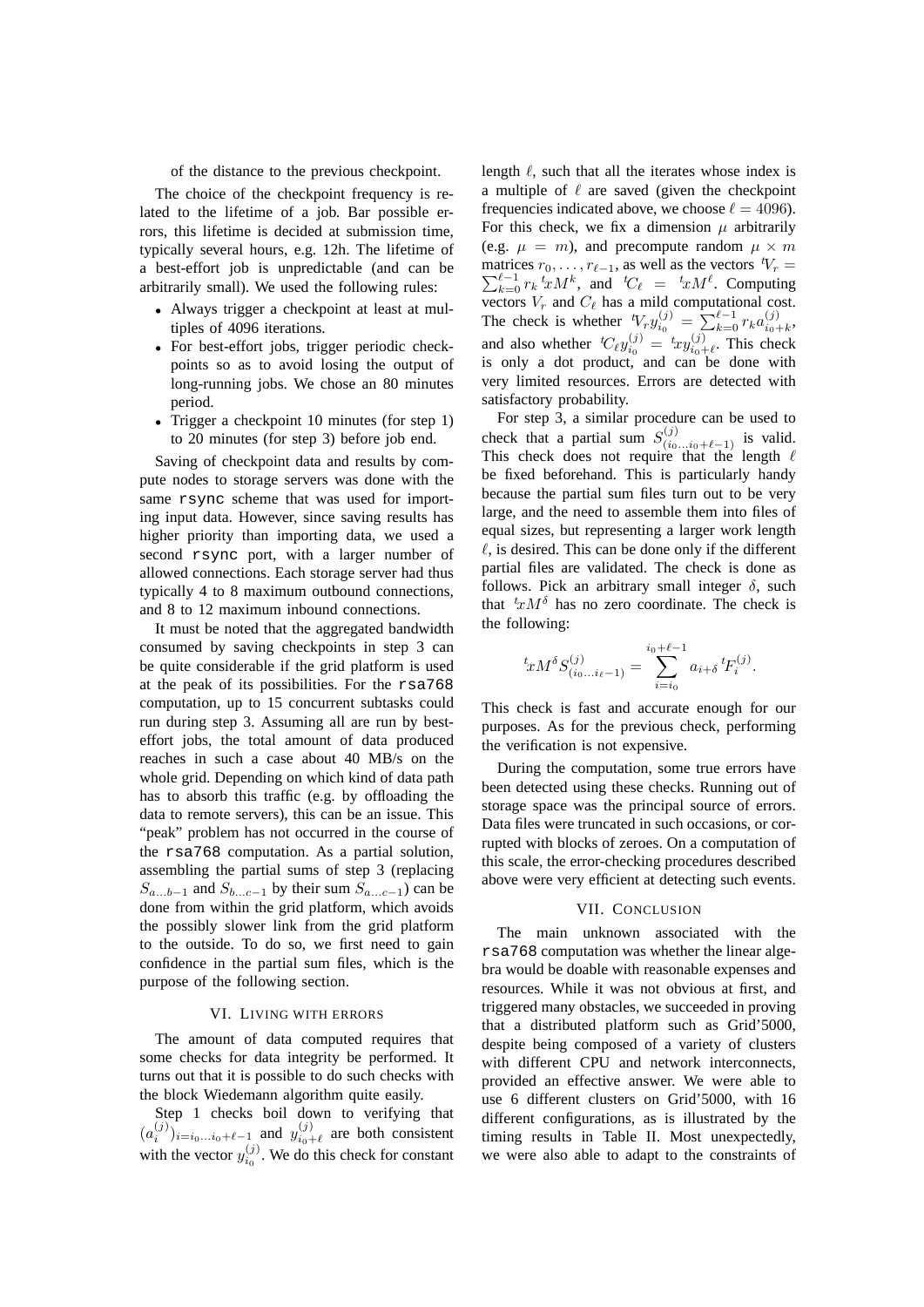of the distance to the previous checkpoint.

The choice of the checkpoint frequency is related to the lifetime of a job. Bar possible errors, this lifetime is decided at submission time, typically several hours, e.g. 12h. The lifetime of a best-effort job is unpredictable (and can be arbitrarily small). We used the following rules:

- Always trigger a checkpoint at least at multiples of 4096 iterations.
- For best-effort jobs, trigger periodic checkpoints so as to avoid losing the output of long-running jobs. We chose an 80 minutes period.
- Trigger a checkpoint 10 minutes (for step 1) to 20 minutes (for step 3) before job end.

Saving of checkpoint data and results by compute nodes to storage servers was done with the same `rsync` scheme that was used for importing input data. However, since saving results has higher priority than importing data, we used a second `rsync` port, with a larger number of allowed connections. Each storage server had thus typically 4 to 8 maximum outbound connections, and 8 to 12 maximum inbound connections.

It must be noted that the aggregated bandwidth consumed by saving checkpoints in step 3 can be quite considerable if the grid platform is used at the peak of its possibilities. For the `rsa768` computation, up to 15 concurrent subtasks could run during step 3. Assuming all are run by best-effort jobs, the total amount of data produced reaches in such a case about 40 MB/s on the whole grid. Depending on which kind of data path has to absorb this traffic (e.g. by offloading the data to remote servers), this can be an issue. This "peak" problem has not occurred in the course of the `rsa768` computation. As a partial solution, assembling the partial sums of step 3 (replacing $S_{a\ldots b-1}$ and $S_{b\ldots c-1}$ by their sum $S_{a\ldots c-1}$) can be done from within the grid platform, which avoids the possibly slower link from the grid platform to the outside. To do so, we first need to gain confidence in the partial sum files, which is the purpose of the following section.

## VI. Living with errors

The amount of data computed requires that some checks for data integrity be performed. It turns out that it is possible to do such checks with the block Wiedemann algorithm quite easily.

Step 1 checks boil down to verifying that $(a_i^{(j)})_{i=i_0\ldots i_0+\ell-1}$ and $y_{i_0+\ell}^{(j)}$ are both consistent with the vector $y_{i_0}^{(j)}$. We do this check for constant length $\ell$, such that all the iterates whose index is a multiple of $\ell$ are saved (given the checkpoint frequencies indicated above, we choose $\ell = 4096$). For this check, we fix a dimension $\mu$ arbitrarily (e.g. $\mu = m$), and precompute random $\mu \times m$ matrices $r_0, \ldots, r_{\ell-1}$, as well as the vectors ${}^t\!V_r = \sum_{k=0}^{\ell-1} r_k \, {}^t\!x M^k$, and ${}^t\!C_\ell = {}^t\!x M^\ell$. Computing vectors $V_r$ and $C_\ell$ has a mild computational cost. The check is whether ${}^t\!V_r y_{i_0}^{(j)} = \sum_{k=0}^{\ell-1} r_k a_{i_0+k}^{(j)}$, and also whether ${}^t\!C_\ell y_{i_0}^{(j)} = {}^t\!x y_{i_0+\ell}^{(j)}$. This check is only a dot product, and can be done with very limited resources. Errors are detected with satisfactory probability.

For step 3, a similar procedure can be used to check that a partial sum $S_{(i_0\ldots i_0+\ell-1)}^{(j)}$ is valid. This check does not require that the length $\ell$ be fixed beforehand. This is particularly handy because the partial sum files turn out to be very large, and the need to assemble them into files of equal sizes, but representing a larger work length $\ell$, is desired. This can be done only if the different partial files are validated. The check is done as follows. Pick an arbitrary small integer $\delta$, such that ${}^t\!x M^\delta$ has no zero coordinate. The check is the following:

$$
{}^t\!x M^\delta S_{(i_0\ldots i_\ell-1)}^{(j)} = \sum_{i=i_0}^{i_0+\ell-1} a_{i+\delta} \, {}^t\!F_i^{(j)}.
$$

This check is fast and accurate enough for our purposes. As for the previous check, performing the verification is not expensive.

During the computation, some true errors have been detected using these checks. Running out of storage space was the principal source of errors. Data files were truncated in such occasions, or corrupted with blocks of zeroes. On a computation of this scale, the error-checking procedures described above were very efficient at detecting such events.

## VII. Conclusion

The main unknown associated with the `rsa768` computation was whether the linear algebra would be doable with reasonable expenses and resources. While it was not obvious at first, and triggered many obstacles, we succeeded in proving that a distributed platform such as Grid'5000, despite being composed of a variety of clusters with different CPU and network interconnects, provided an effective answer. We were able to use 6 different clusters on Grid'5000, with 16 different configurations, as is illustrated by the timing results in Table II. Most unexpectedly, we were also able to adapt to the constraints of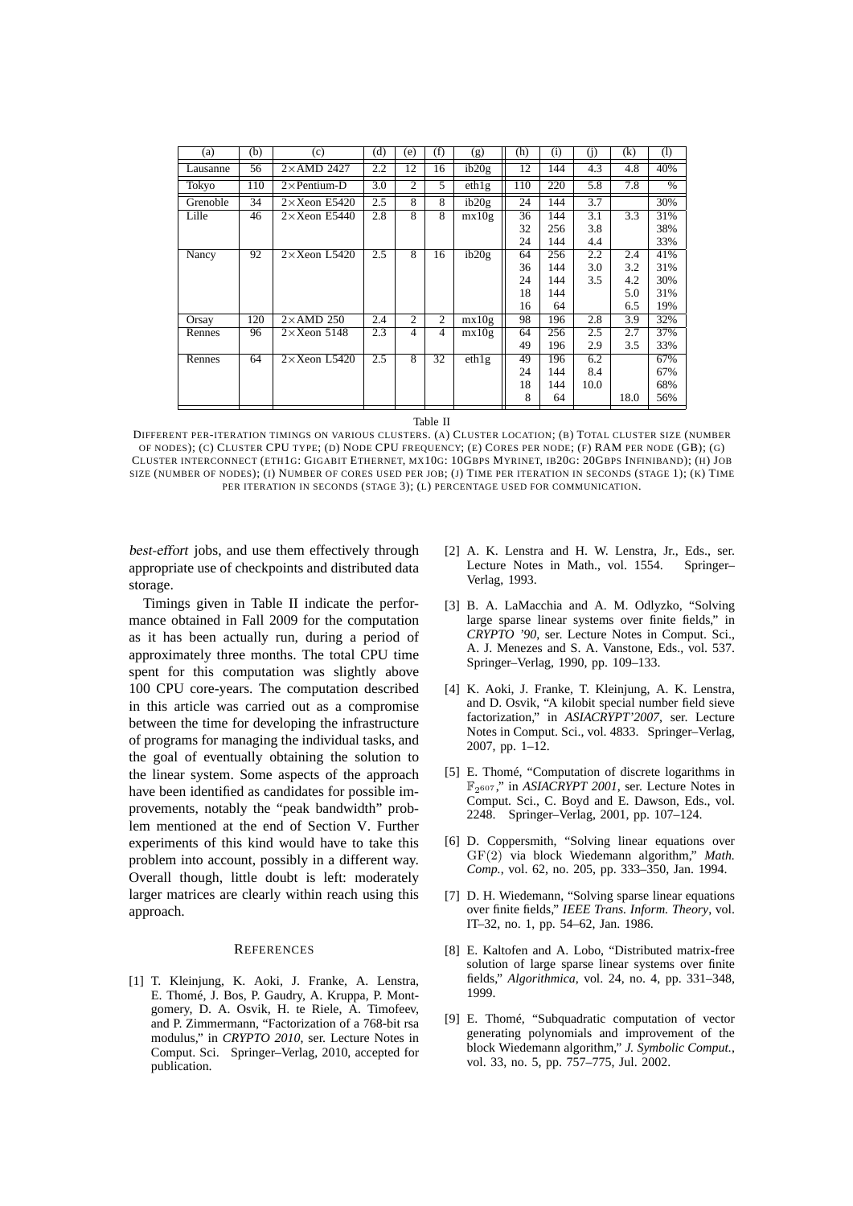| (a) | (b) | (c) | (d) | (e) | (f) | (g) | (h) | (i) | (j) | (k) | (l) |
|---|---|---|---|---|---|---|---|---|---|---|---|
| Lausanne | 56 | 2×AMD 2427 | 2.2 | 12 | 16 | ib20g | 12 | 144 | 4.3 | 4.8 | 40% |
| Tokyo | 110 | 2×Pentium-D | 3.0 | 2 | 5 | eth1g | 110 | 220 | 5.8 | 7.8 | % |
| Grenoble | 34 | 2×Xeon E5420 | 2.5 | 8 | 8 | ib20g | 24 | 144 | 3.7 | | 30% |
| Lille | 46 | 2×Xeon E5440 | 2.8 | 8 | 8 | mx10g | 36 | 144 | 3.1 | 3.3 | 31% |
| | | | | | | | 32 | 256 | 3.8 | | 38% |
| | | | | | | | 24 | 144 | 4.4 | | 33% |
| Nancy | 92 | 2×Xeon L5420 | 2.5 | 8 | 16 | ib20g | 64 | 256 | 2.2 | 2.4 | 41% |
| | | | | | | | 36 | 144 | 3.0 | 3.2 | 31% |
| | | | | | | | 24 | 144 | 3.5 | 4.2 | 30% |
| | | | | | | | 18 | 144 | | 5.0 | 31% |
| | | | | | | | 16 | 64 | | 6.5 | 19% |
| Orsay | 120 | 2×AMD 250 | 2.4 | 2 | 2 | mx10g | 98 | 196 | 2.8 | 3.9 | 32% |
| Rennes | 96 | 2×Xeon 5148 | 2.3 | 4 | 4 | mx10g | 64 | 256 | 2.5 | 2.7 | 37% |
| | | | | | | | 49 | 196 | 2.9 | 3.5 | 33% |
| Rennes | 64 | 2×Xeon L5420 | 2.5 | 8 | 32 | eth1g | 49 | 196 | 6.2 | | 67% |
| | | | | | | | 24 | 144 | 8.4 | | 67% |
| | | | | | | | 18 | 144 | 10.0 | | 68% |
| | | | | | | | 8 | 64 | | 18.0 | 56% |

Table II

DIFFERENT PER-ITERATION TIMINGS ON VARIOUS CLUSTERS. (A) CLUSTER LOCATION; (B) TOTAL CLUSTER SIZE (NUMBER OF NODES); (C) CLUSTER CPU TYPE; (D) NODE CPU FREQUENCY; (E) CORES PER NODE; (F) RAM PER NODE (GB); (G) CLUSTER INTERCONNECT (ETH1G: GIGABIT ETHERNET, MX10G: 10GBPS MYRINET, IB20G: 20GBPS INFINIBAND); (H) JOB SIZE (NUMBER OF NODES); (I) NUMBER OF CORES USED PER JOB; (J) TIME PER ITERATION IN SECONDS (STAGE 1); (K) TIME PER ITERATION IN SECONDS (STAGE 3); (L) PERCENTAGE USED FOR COMMUNICATION.

*best-effort* jobs, and use them effectively through appropriate use of checkpoints and distributed data storage.

Timings given in Table II indicate the performance obtained in Fall 2009 for the computation as it has been actually run, during a period of approximately three months. The total CPU time spent for this computation was slightly above 100 CPU core-years. The computation described in this article was carried out as a compromise between the time for developing the infrastructure of programs for managing the individual tasks, and the goal of eventually obtaining the solution to the linear system. Some aspects of the approach have been identified as candidates for possible improvements, notably the "peak bandwidth" problem mentioned at the end of Section V. Further experiments of this kind would have to take this problem into account, possibly in a different way. Overall though, little doubt is left: moderately larger matrices are clearly within reach using this approach.

## REFERENCES

[1] T. Kleinjung, K. Aoki, J. Franke, A. Lenstra, E. Thomé, J. Bos, P. Gaudry, A. Kruppa, P. Montgomery, D. A. Osvik, H. te Riele, A. Timofeev, and P. Zimmermann, "Factorization of a 768-bit rsa modulus," in *CRYPTO 2010*, ser. Lecture Notes in Comput. Sci. Springer–Verlag, 2010, accepted for publication.

[2] A. K. Lenstra and H. W. Lenstra, Jr., Eds., ser. Lecture Notes in Math., vol. 1554. Springer–Verlag, 1993.

[3] B. A. LaMacchia and A. M. Odlyzko, "Solving large sparse linear systems over finite fields," in *CRYPTO '90*, ser. Lecture Notes in Comput. Sci., A. J. Menezes and S. A. Vanstone, Eds., vol. 537. Springer–Verlag, 1990, pp. 109–133.

[4] K. Aoki, J. Franke, T. Kleinjung, A. K. Lenstra, and D. Osvik, "A kilobit special number field sieve factorization," in *ASIACRYPT'2007*, ser. Lecture Notes in Comput. Sci., vol. 4833. Springer–Verlag, 2007, pp. 1–12.

[5] E. Thomé, "Computation of discrete logarithms in $\mathbb{F}_{2^{607}}$," in *ASIACRYPT 2001*, ser. Lecture Notes in Comput. Sci., C. Boyd and E. Dawson, Eds., vol. 2248. Springer–Verlag, 2001, pp. 107–124.

[6] D. Coppersmith, "Solving linear equations over $\mathrm{GF}(2)$ via block Wiedemann algorithm," *Math. Comp.*, vol. 62, no. 205, pp. 333–350, Jan. 1994.

[7] D. H. Wiedemann, "Solving sparse linear equations over finite fields," *IEEE Trans. Inform. Theory*, vol. IT–32, no. 1, pp. 54–62, Jan. 1986.

[8] E. Kaltofen and A. Lobo, "Distributed matrix-free solution of large sparse linear systems over finite fields," *Algorithmica*, vol. 24, no. 4, pp. 331–348, 1999.

[9] E. Thomé, "Subquadratic computation of vector generating polynomials and improvement of the block Wiedemann algorithm," *J. Symbolic Comput.*, vol. 33, no. 5, pp. 757–775, Jul. 2002.